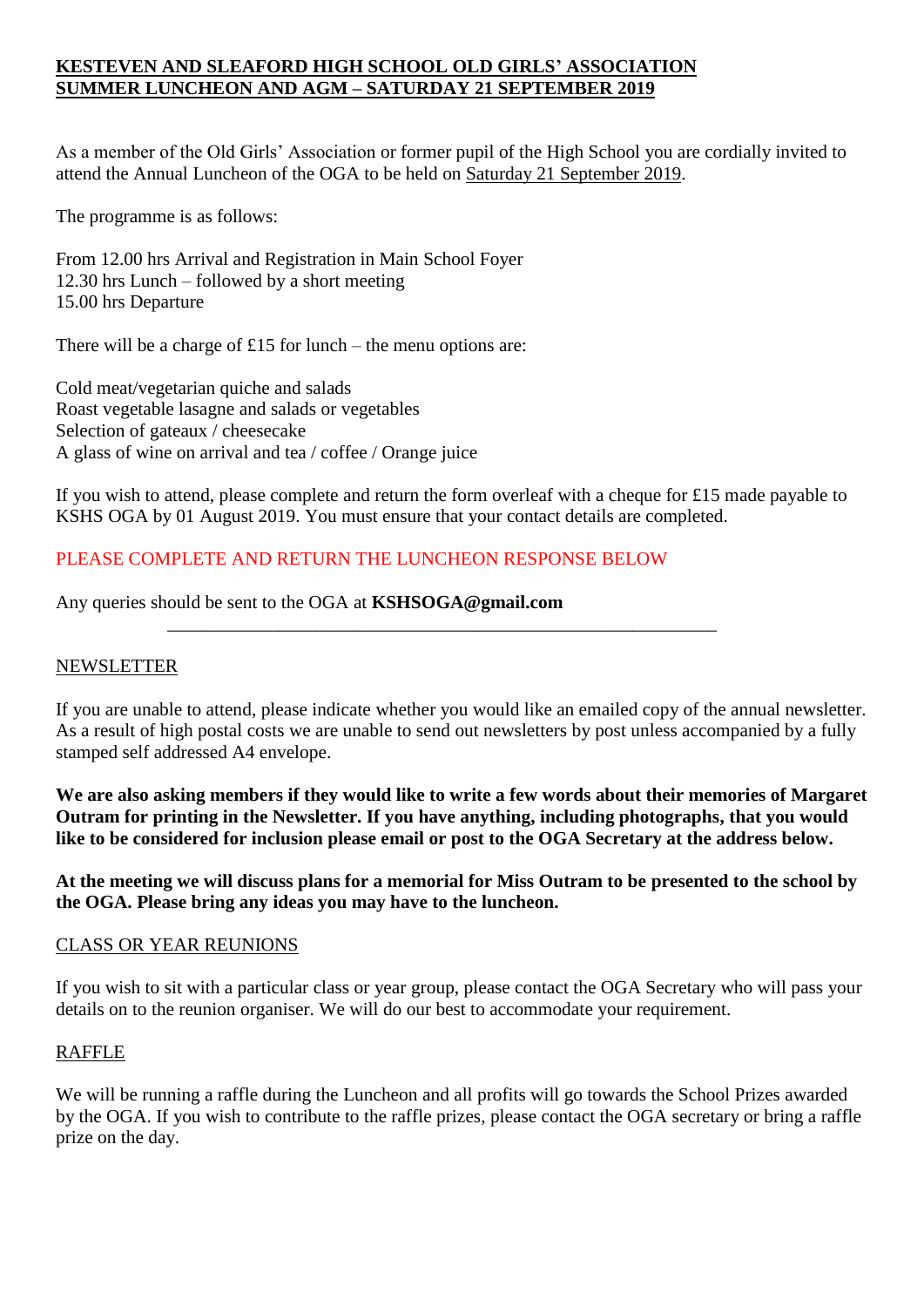# KESTEVEN AND SLEAFORD HIGH SCHOOL OLD GIRLS' ASSOCIATION
# SUMMER LUNCHEON AND AGM – SATURDAY 21 SEPTEMBER 2019

As a member of the Old Girls' Association or former pupil of the High School you are cordially invited to attend the Annual Luncheon of the OGA to be held on Saturday 21 September 2019.

The programme is as follows:

From 12.00 hrs Arrival and Registration in Main School Foyer
12.30 hrs Lunch – followed by a short meeting
15.00 hrs Departure

There will be a charge of £15 for lunch – the menu options are:

Cold meat/vegetarian quiche and salads
Roast vegetable lasagne and salads or vegetables
Selection of gateaux / cheesecake
A glass of wine on arrival and tea / coffee / Orange juice

If you wish to attend, please complete and return the form overleaf with a cheque for £15 made payable to KSHS OGA by 01 August 2019. You must ensure that your contact details are completed.

PLEASE COMPLETE AND RETURN THE LUNCHEON RESPONSE BELOW

Any queries should be sent to the OGA at **KSHSOGA@gmail.com**

---

## NEWSLETTER

If you are unable to attend, please indicate whether you would like an emailed copy of the annual newsletter. As a result of high postal costs we are unable to send out newsletters by post unless accompanied by a fully stamped self addressed A4 envelope.

**We are also asking members if they would like to write a few words about their memories of Margaret Outram for printing in the Newsletter. If you have anything, including photographs, that you would like to be considered for inclusion please email or post to the OGA Secretary at the address below.**

**At the meeting we will discuss plans for a memorial for Miss Outram to be presented to the school by the OGA. Please bring any ideas you may have to the luncheon.**

## CLASS OR YEAR REUNIONS

If you wish to sit with a particular class or year group, please contact the OGA Secretary who will pass your details on to the reunion organiser. We will do our best to accommodate your requirement.

## RAFFLE

We will be running a raffle during the Luncheon and all profits will go towards the School Prizes awarded by the OGA. If you wish to contribute to the raffle prizes, please contact the OGA secretary or bring a raffle prize on the day.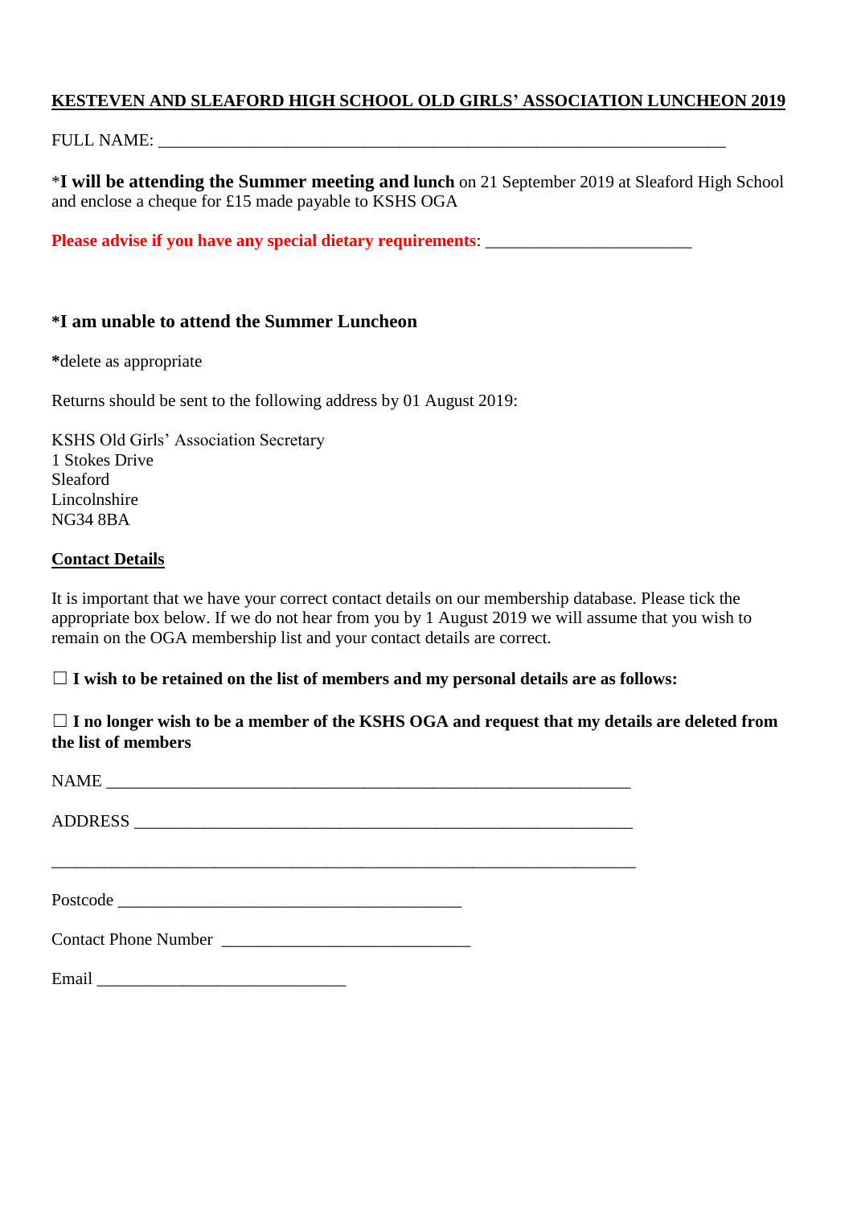**KESTEVEN AND SLEAFORD HIGH SCHOOL OLD GIRLS' ASSOCIATION LUNCHEON 2019**

FULL NAME: ______________________________________________________________________

*__I will be attending the Summer meeting and lunch__ on 21 September 2019 at Sleaford High School and enclose a cheque for £15 made payable to KSHS OGA

**Please advise if you have any special dietary requirements**: _________________________

**\*I am unable to attend the Summer Luncheon**

**\***delete as appropriate

Returns should be sent to the following address by 01 August 2019:

KSHS Old Girls' Association Secretary
1 Stokes Drive
Sleaford
Lincolnshire
NG34 8BA

**Contact Details**

It is important that we have your correct contact details on our membership database. Please tick the appropriate box below. If we do not hear from you by 1 August 2019 we will assume that you wish to remain on the OGA membership list and your contact details are correct.

☐ **I wish to be retained on the list of members and my personal details are as follows:**

☐ **I no longer wish to be a member of the KSHS OGA and request that my details are deleted from the list of members**

NAME _________________________________________________________________

ADDRESS ______________________________________________________________

_______________________________________________________________________

Postcode _________________________________________

Contact Phone Number ______________________________

Email ______________________________